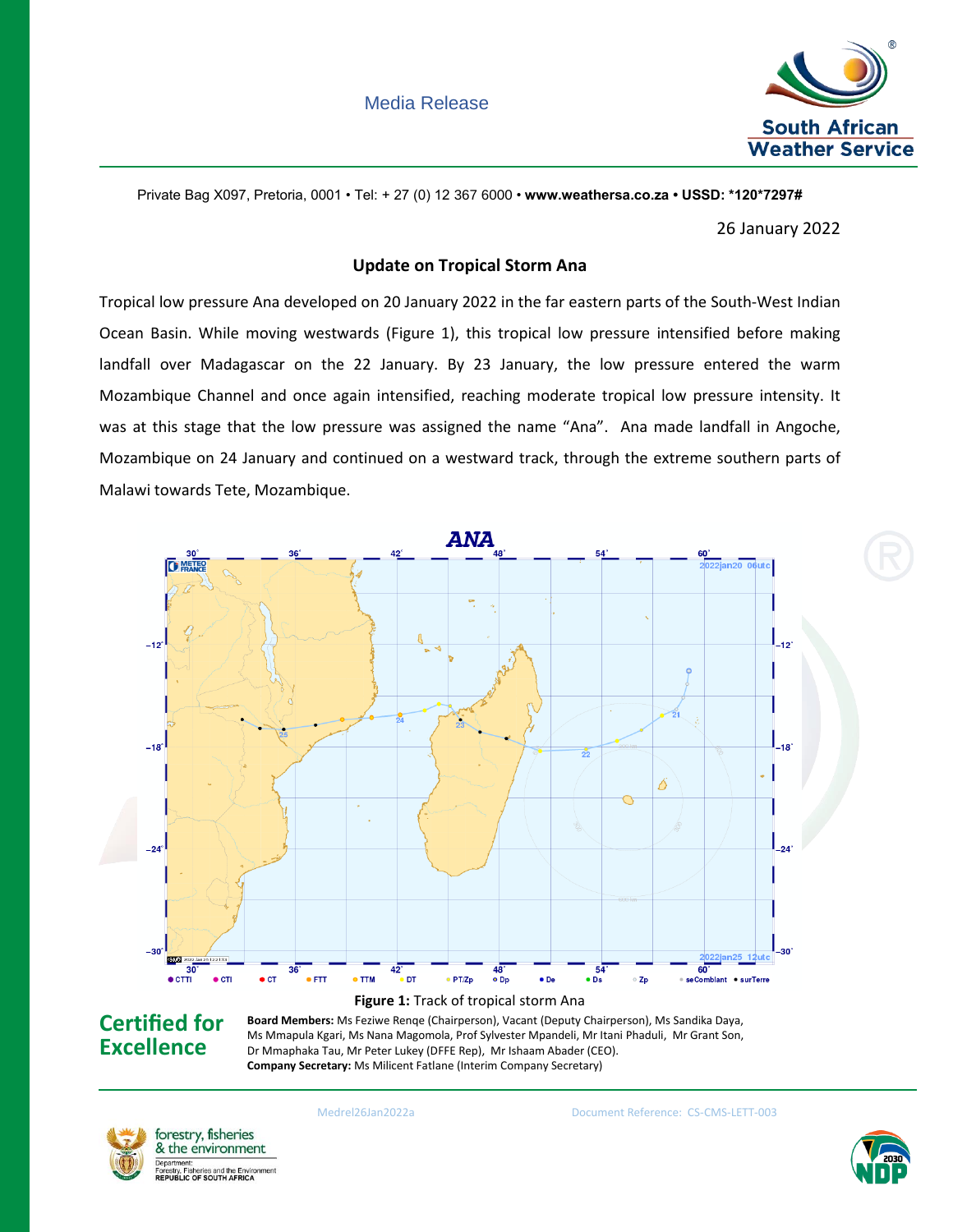Media Release

South African Weather Service

Private Bag X097, Pretoria, 0001 • Tel: + 27 (0) 12 367 6000 • **www.weathersa.co.za • USSD: *120*7297#**

26 January 2022

## Update on Tropical Storm Ana

Tropical low pressure Ana developed on 20 January 2022 in the far eastern parts of the South-West Indian Ocean Basin. While moving westwards (Figure 1), this tropical low pressure intensified before making landfall over Madagascar on the 22 January. By 23 January, the low pressure entered the warm Mozambique Channel and once again intensified, reaching moderate tropical low pressure intensity. It was at this stage that the low pressure was assigned the name "Ana". Ana made landfall in Angoche, Mozambique on 24 January and continued on a westward track, through the extreme southern parts of Malawi towards Tete, Mozambique.

**Figure 1:** Track of tropical storm Ana

**Certified for Excellence**

**Board Members:** Ms Feziwe Renqe (Chairperson), Vacant (Deputy Chairperson), Ms Sandika Daya, Ms Mmapula Kgari, Ms Nana Magomola, Prof Sylvester Mpandeli, Mr Itani Phaduli, Mr Grant Son, Dr Mmaphaka Tau, Mr Peter Lukey (DFFE Rep), Mr Ishaam Abader (CEO).
**Company Secretary:** Ms Milicent Fatlane (Interim Company Secretary)

Medrel26Jan2022a

Document Reference: CS-CMS-LETT-003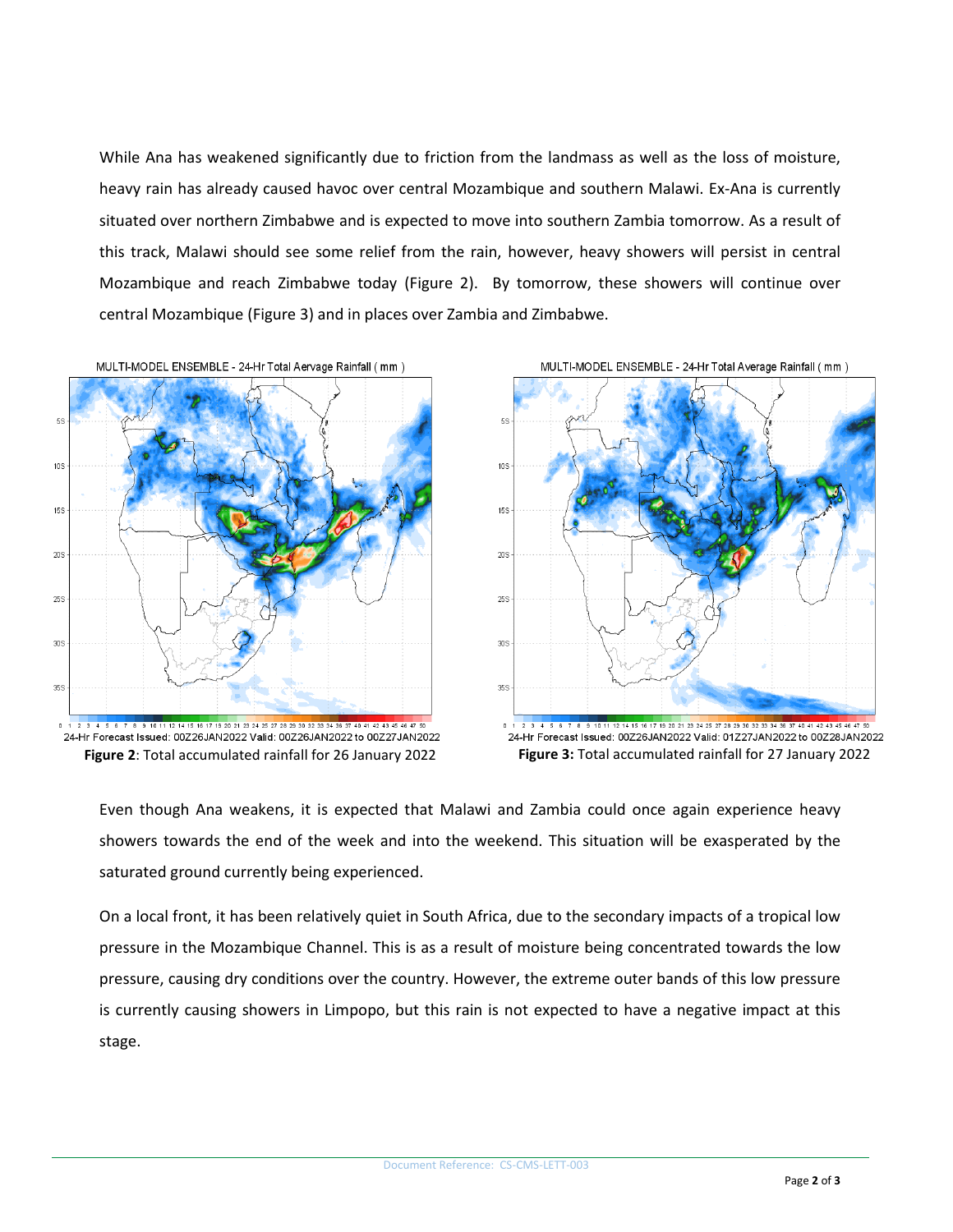While Ana has weakened significantly due to friction from the landmass as well as the loss of moisture, heavy rain has already caused havoc over central Mozambique and southern Malawi. Ex-Ana is currently situated over northern Zimbabwe and is expected to move into southern Zambia tomorrow. As a result of this track, Malawi should see some relief from the rain, however, heavy showers will persist in central Mozambique and reach Zimbabwe today (Figure 2). By tomorrow, these showers will continue over central Mozambique (Figure 3) and in places over Zambia and Zimbabwe.

MULTI-MODEL ENSEMBLE - 24-Hr Total Aervage Rainfall ( mm )

24-Hr Forecast Issued: 00Z26JAN2022 Valid: 00Z26JAN2022 to 00Z27JAN2022

**Figure 2**: Total accumulated rainfall for 26 January 2022

MULTI-MODEL ENSEMBLE - 24-Hr Total Average Rainfall ( mm )

24-Hr Forecast Issued: 00Z26JAN2022 Valid: 01Z27JAN2022 to 00Z28JAN2022

**Figure 3:** Total accumulated rainfall for 27 January 2022

Even though Ana weakens, it is expected that Malawi and Zambia could once again experience heavy showers towards the end of the week and into the weekend. This situation will be exasperated by the saturated ground currently being experienced.

On a local front, it has been relatively quiet in South Africa, due to the secondary impacts of a tropical low pressure in the Mozambique Channel. This is as a result of moisture being concentrated towards the low pressure, causing dry conditions over the country. However, the extreme outer bands of this low pressure is currently causing showers in Limpopo, but this rain is not expected to have a negative impact at this stage.

Document Reference: CS-CMS-LETT-003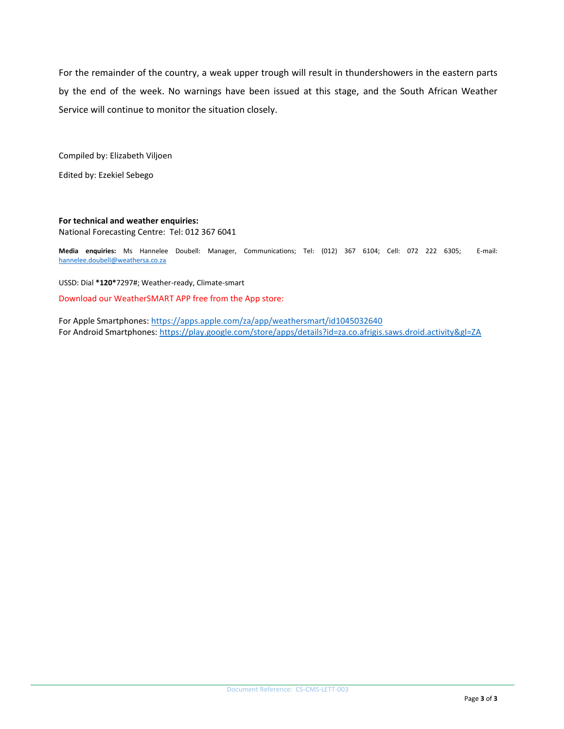For the remainder of the country, a weak upper trough will result in thundershowers in the eastern parts by the end of the week. No warnings have been issued at this stage, and the South African Weather Service will continue to monitor the situation closely.

Compiled by: Elizabeth Viljoen

Edited by: Ezekiel Sebego

**For technical and weather enquiries:**
National Forecasting Centre: Tel: 012 367 6041

**Media enquiries:** Ms Hannelee Doubell: Manager, Communications; Tel: (012) 367 6104; Cell: 072 222 6305; E-mail: hannelee.doubell@weathersa.co.za

USSD: Dial ***120***7297#; Weather-ready, Climate-smart

Download our WeatherSMART APP free from the App store:

For Apple Smartphones: https://apps.apple.com/za/app/weathersmart/id1045032640
For Android Smartphones: https://play.google.com/store/apps/details?id=za.co.afrigis.saws.droid.activity&gl=ZA

Document Reference: CS-CMS-LETT-003